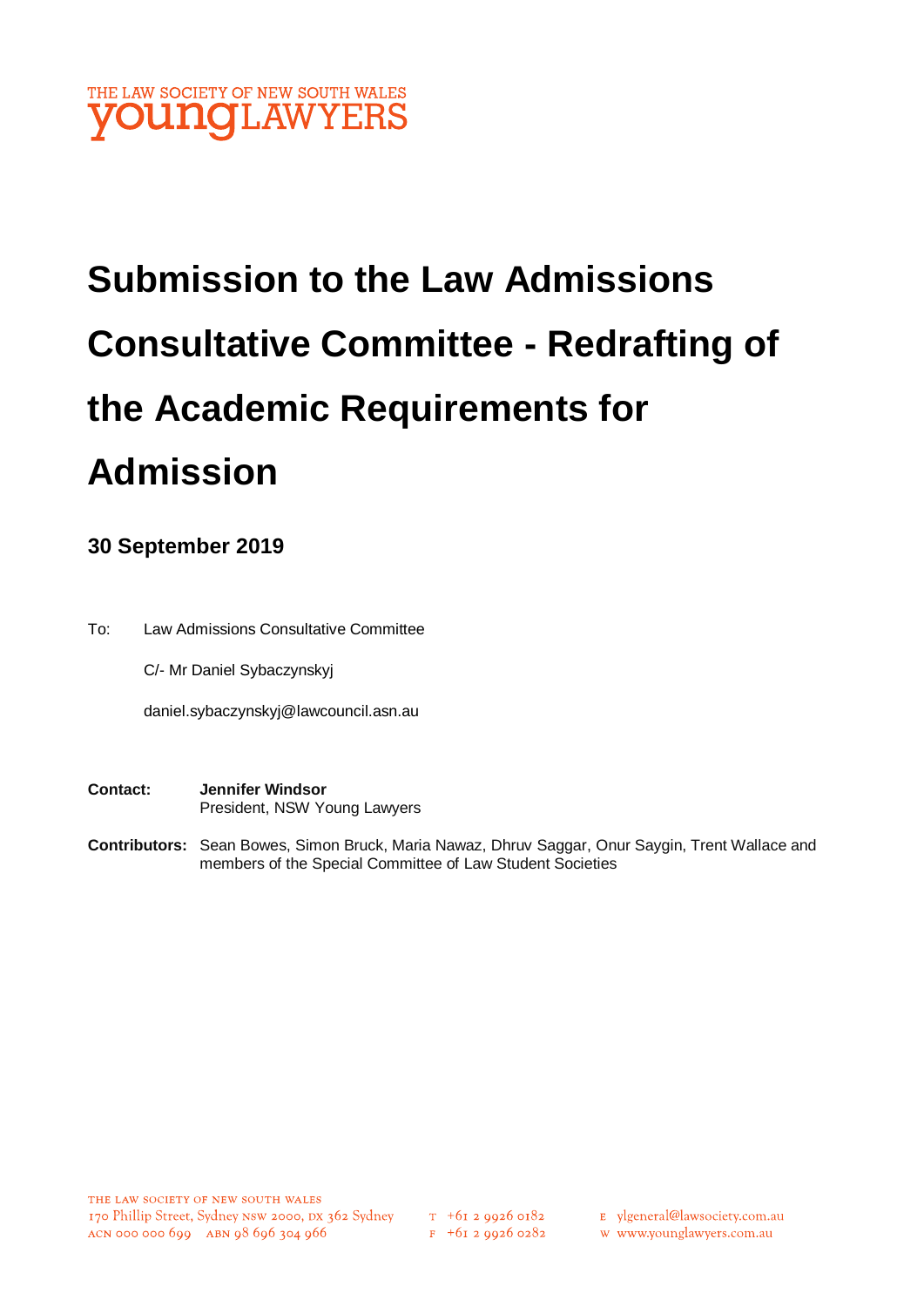THE LAW SOCIETY OF NEW SOUTH WALES
**young**LAWYERS

# Submission to the Law Admissions Consultative Committee - Redrafting of the Academic Requirements for Admission

## 30 September 2019

To: Law Admissions Consultative Committee

C/- Mr Daniel Sybaczynskyj

daniel.sybaczynskyj@lawcouncil.asn.au

**Contact:** **Jennifer Windsor**
President, NSW Young Lawyers

**Contributors:** Sean Bowes, Simon Bruck, Maria Nawaz, Dhruv Saggar, Onur Saygin, Trent Wallace and members of the Special Committee of Law Student Societies

THE LAW SOCIETY OF NEW SOUTH WALES
170 Phillip Street, Sydney NSW 2000, DX 362 Sydney
ACN 000 000 699 ABN 98 696 304 966

T +61 2 9926 0182
F +61 2 9926 0282

E ylgeneral@lawsociety.com.au
W www.younglawyers.com.au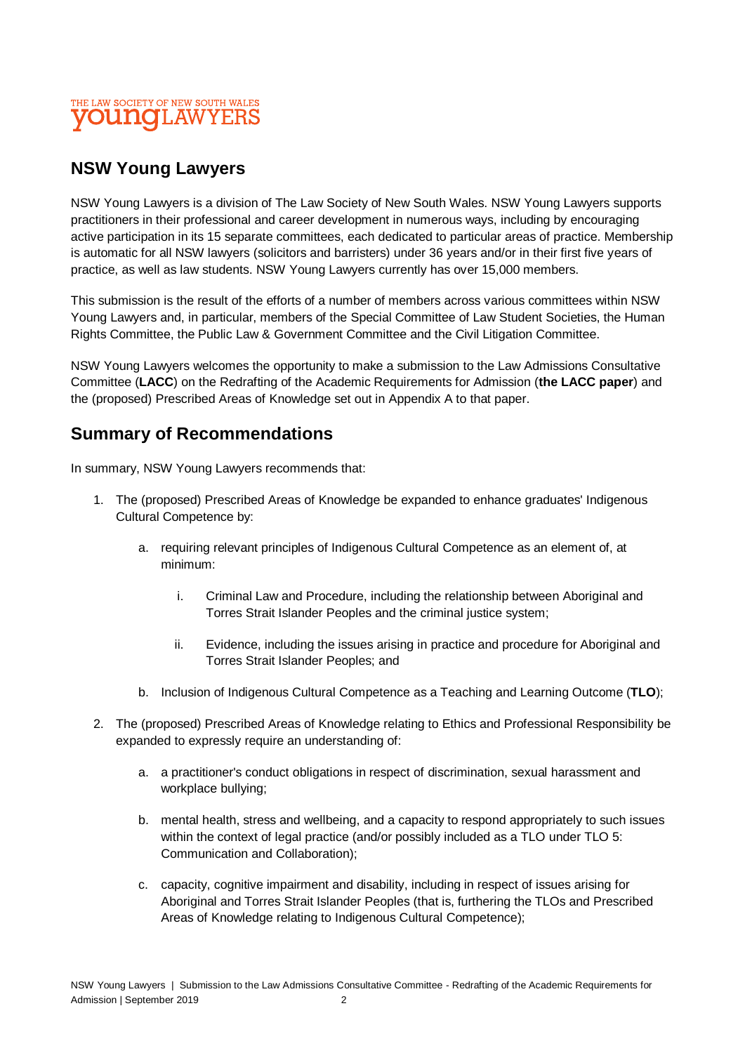THE LAW SOCIETY OF NEW SOUTH WALES **young**LAWYERS

## NSW Young Lawyers

NSW Young Lawyers is a division of The Law Society of New South Wales. NSW Young Lawyers supports practitioners in their professional and career development in numerous ways, including by encouraging active participation in its 15 separate committees, each dedicated to particular areas of practice. Membership is automatic for all NSW lawyers (solicitors and barristers) under 36 years and/or in their first five years of practice, as well as law students. NSW Young Lawyers currently has over 15,000 members.

This submission is the result of the efforts of a number of members across various committees within NSW Young Lawyers and, in particular, members of the Special Committee of Law Student Societies, the Human Rights Committee, the Public Law & Government Committee and the Civil Litigation Committee.

NSW Young Lawyers welcomes the opportunity to make a submission to the Law Admissions Consultative Committee (**LACC**) on the Redrafting of the Academic Requirements for Admission (**the LACC paper**) and the (proposed) Prescribed Areas of Knowledge set out in Appendix A to that paper.

## Summary of Recommendations

In summary, NSW Young Lawyers recommends that:

1. The (proposed) Prescribed Areas of Knowledge be expanded to enhance graduates' Indigenous Cultural Competence by:

    a. requiring relevant principles of Indigenous Cultural Competence as an element of, at minimum:

        i. Criminal Law and Procedure, including the relationship between Aboriginal and Torres Strait Islander Peoples and the criminal justice system;

        ii. Evidence, including the issues arising in practice and procedure for Aboriginal and Torres Strait Islander Peoples; and

    b. Inclusion of Indigenous Cultural Competence as a Teaching and Learning Outcome (**TLO**);

2. The (proposed) Prescribed Areas of Knowledge relating to Ethics and Professional Responsibility be expanded to expressly require an understanding of:

    a. a practitioner's conduct obligations in respect of discrimination, sexual harassment and workplace bullying;

    b. mental health, stress and wellbeing, and a capacity to respond appropriately to such issues within the context of legal practice (and/or possibly included as a TLO under TLO 5: Communication and Collaboration);

    c. capacity, cognitive impairment and disability, including in respect of issues arising for Aboriginal and Torres Strait Islander Peoples (that is, furthering the TLOs and Prescribed Areas of Knowledge relating to Indigenous Cultural Competence);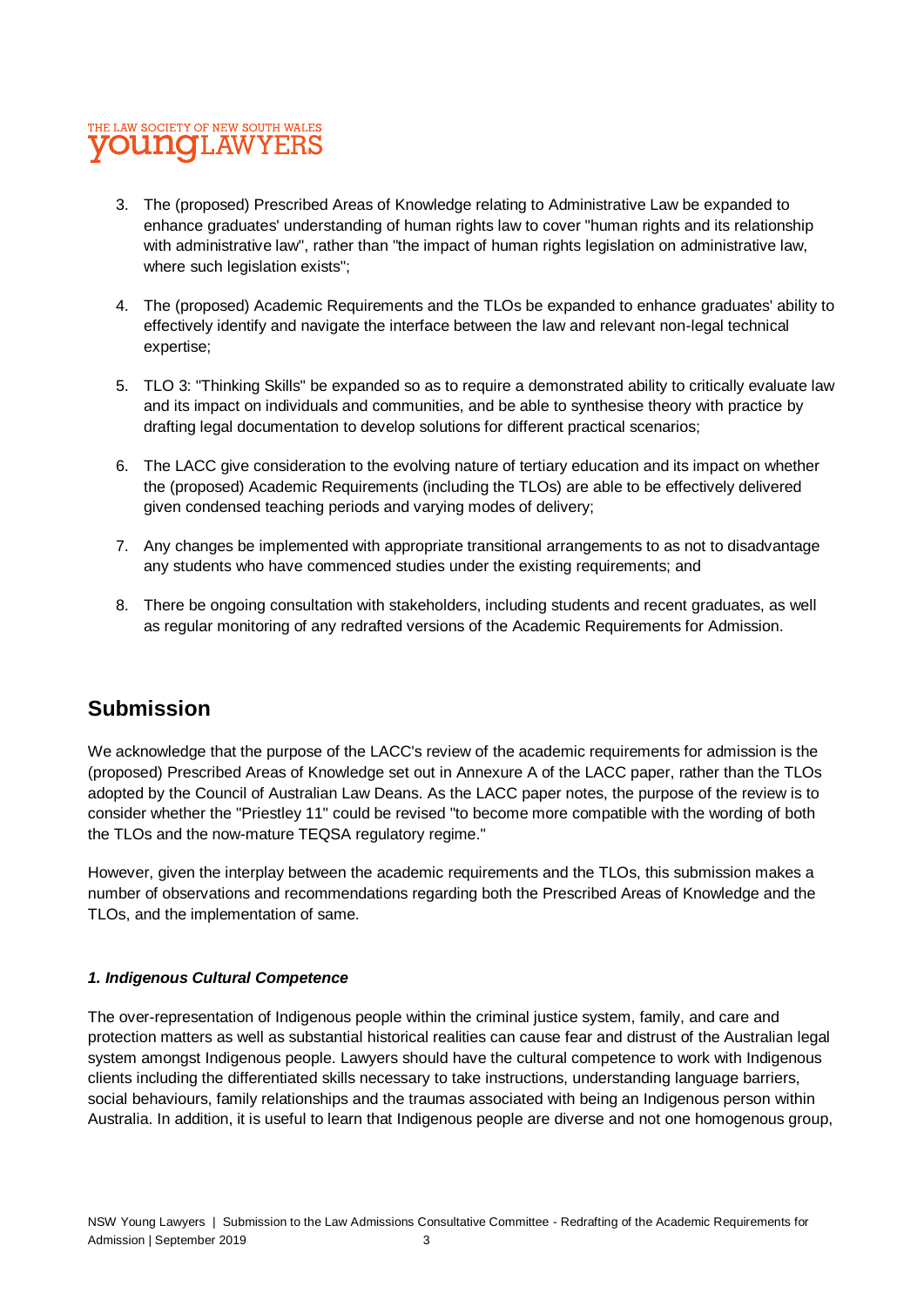3. The (proposed) Prescribed Areas of Knowledge relating to Administrative Law be expanded to enhance graduates' understanding of human rights law to cover "human rights and its relationship with administrative law", rather than "the impact of human rights legislation on administrative law, where such legislation exists";

4. The (proposed) Academic Requirements and the TLOs be expanded to enhance graduates' ability to effectively identify and navigate the interface between the law and relevant non-legal technical expertise;

5. TLO 3: "Thinking Skills" be expanded so as to require a demonstrated ability to critically evaluate law and its impact on individuals and communities, and be able to synthesise theory with practice by drafting legal documentation to develop solutions for different practical scenarios;

6. The LACC give consideration to the evolving nature of tertiary education and its impact on whether the (proposed) Academic Requirements (including the TLOs) are able to be effectively delivered given condensed teaching periods and varying modes of delivery;

7. Any changes be implemented with appropriate transitional arrangements to as not to disadvantage any students who have commenced studies under the existing requirements; and

8. There be ongoing consultation with stakeholders, including students and recent graduates, as well as regular monitoring of any redrafted versions of the Academic Requirements for Admission.

## Submission

We acknowledge that the purpose of the LACC's review of the academic requirements for admission is the (proposed) Prescribed Areas of Knowledge set out in Annexure A of the LACC paper, rather than the TLOs adopted by the Council of Australian Law Deans. As the LACC paper notes, the purpose of the review is to consider whether the "Priestley 11" could be revised "to become more compatible with the wording of both the TLOs and the now-mature TEQSA regulatory regime."

However, given the interplay between the academic requirements and the TLOs, this submission makes a number of observations and recommendations regarding both the Prescribed Areas of Knowledge and the TLOs, and the implementation of same.

### *1. Indigenous Cultural Competence*

The over-representation of Indigenous people within the criminal justice system, family, and care and protection matters as well as substantial historical realities can cause fear and distrust of the Australian legal system amongst Indigenous people. Lawyers should have the cultural competence to work with Indigenous clients including the differentiated skills necessary to take instructions, understanding language barriers, social behaviours, family relationships and the traumas associated with being an Indigenous person within Australia. In addition, it is useful to learn that Indigenous people are diverse and not one homogenous group,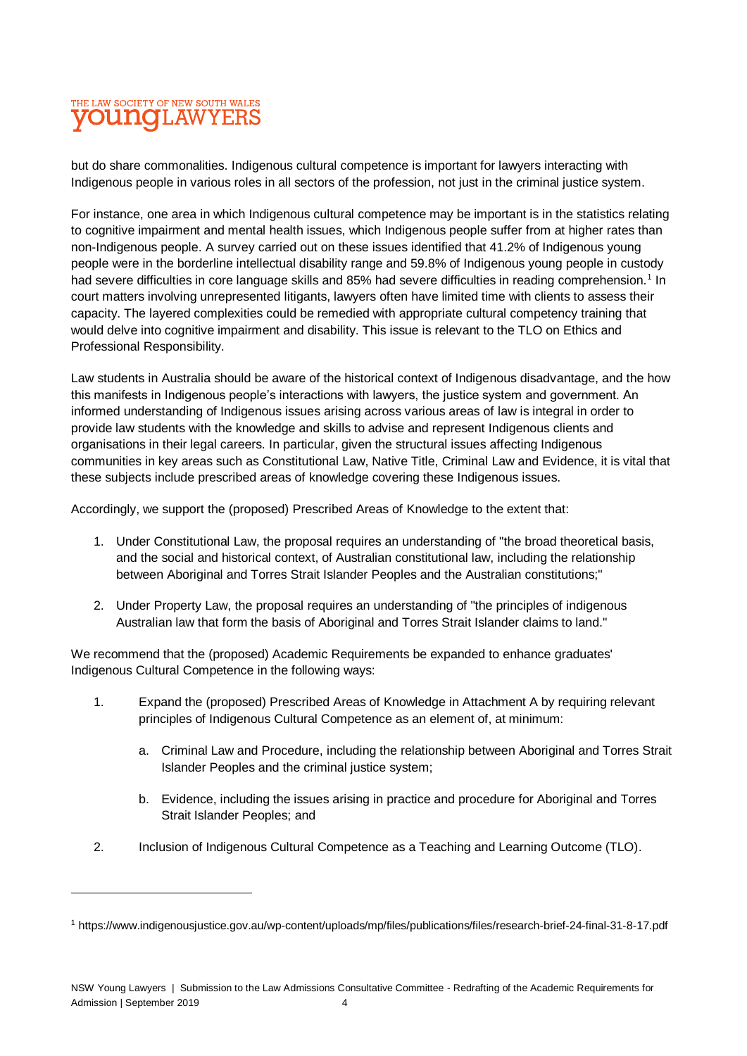but do share commonalities. Indigenous cultural competence is important for lawyers interacting with Indigenous people in various roles in all sectors of the profession, not just in the criminal justice system.

For instance, one area in which Indigenous cultural competence may be important is in the statistics relating to cognitive impairment and mental health issues, which Indigenous people suffer from at higher rates than non-Indigenous people. A survey carried out on these issues identified that 41.2% of Indigenous young people were in the borderline intellectual disability range and 59.8% of Indigenous young people in custody had severe difficulties in core language skills and 85% had severe difficulties in reading comprehension.[1] In court matters involving unrepresented litigants, lawyers often have limited time with clients to assess their capacity. The layered complexities could be remedied with appropriate cultural competency training that would delve into cognitive impairment and disability. This issue is relevant to the TLO on Ethics and Professional Responsibility.

Law students in Australia should be aware of the historical context of Indigenous disadvantage, and the how this manifests in Indigenous people's interactions with lawyers, the justice system and government. An informed understanding of Indigenous issues arising across various areas of law is integral in order to provide law students with the knowledge and skills to advise and represent Indigenous clients and organisations in their legal careers. In particular, given the structural issues affecting Indigenous communities in key areas such as Constitutional Law, Native Title, Criminal Law and Evidence, it is vital that these subjects include prescribed areas of knowledge covering these Indigenous issues.

Accordingly, we support the (proposed) Prescribed Areas of Knowledge to the extent that:

1. Under Constitutional Law, the proposal requires an understanding of "the broad theoretical basis, and the social and historical context, of Australian constitutional law, including the relationship between Aboriginal and Torres Strait Islander Peoples and the Australian constitutions;"
2. Under Property Law, the proposal requires an understanding of "the principles of indigenous Australian law that form the basis of Aboriginal and Torres Strait Islander claims to land."

We recommend that the (proposed) Academic Requirements be expanded to enhance graduates' Indigenous Cultural Competence in the following ways:

1. Expand the (proposed) Prescribed Areas of Knowledge in Attachment A by requiring relevant principles of Indigenous Cultural Competence as an element of, at minimum:
    a. Criminal Law and Procedure, including the relationship between Aboriginal and Torres Strait Islander Peoples and the criminal justice system;
    b. Evidence, including the issues arising in practice and procedure for Aboriginal and Torres Strait Islander Peoples; and
2. Inclusion of Indigenous Cultural Competence as a Teaching and Learning Outcome (TLO).

---

[1] https://www.indigenousjustice.gov.au/wp-content/uploads/mp/files/publications/files/research-brief-24-final-31-8-17.pdf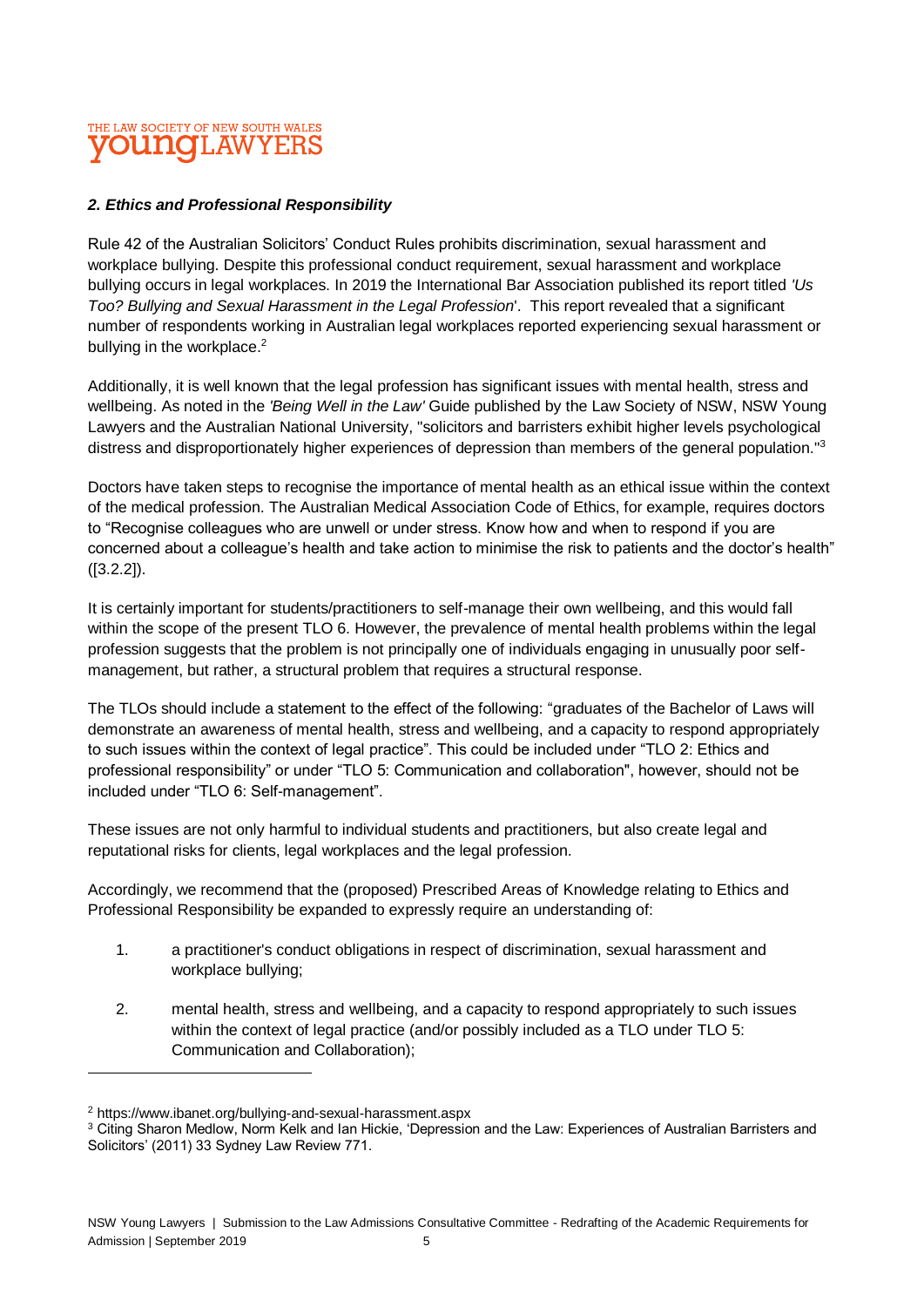*2. Ethics and Professional Responsibility*

Rule 42 of the Australian Solicitors' Conduct Rules prohibits discrimination, sexual harassment and workplace bullying. Despite this professional conduct requirement, sexual harassment and workplace bullying occurs in legal workplaces. In 2019 the International Bar Association published its report titled *'Us Too? Bullying and Sexual Harassment in the Legal Profession*'. This report revealed that a significant number of respondents working in Australian legal workplaces reported experiencing sexual harassment or bullying in the workplace.[2]

Additionally, it is well known that the legal profession has significant issues with mental health, stress and wellbeing. As noted in the *'Being Well in the Law'* Guide published by the Law Society of NSW, NSW Young Lawyers and the Australian National University, "solicitors and barristers exhibit higher levels psychological distress and disproportionately higher experiences of depression than members of the general population."[3]

Doctors have taken steps to recognise the importance of mental health as an ethical issue within the context of the medical profession. The Australian Medical Association Code of Ethics, for example, requires doctors to "Recognise colleagues who are unwell or under stress. Know how and when to respond if you are concerned about a colleague's health and take action to minimise the risk to patients and the doctor's health" ([3.2.2]).

It is certainly important for students/practitioners to self-manage their own wellbeing, and this would fall within the scope of the present TLO 6. However, the prevalence of mental health problems within the legal profession suggests that the problem is not principally one of individuals engaging in unusually poor self-management, but rather, a structural problem that requires a structural response.

The TLOs should include a statement to the effect of the following: "graduates of the Bachelor of Laws will demonstrate an awareness of mental health, stress and wellbeing, and a capacity to respond appropriately to such issues within the context of legal practice". This could be included under "TLO 2: Ethics and professional responsibility" or under "TLO 5: Communication and collaboration", however, should not be included under "TLO 6: Self-management".

These issues are not only harmful to individual students and practitioners, but also create legal and reputational risks for clients, legal workplaces and the legal profession.

Accordingly, we recommend that the (proposed) Prescribed Areas of Knowledge relating to Ethics and Professional Responsibility be expanded to expressly require an understanding of:

1. a practitioner's conduct obligations in respect of discrimination, sexual harassment and workplace bullying;
2. mental health, stress and wellbeing, and a capacity to respond appropriately to such issues within the context of legal practice (and/or possibly included as a TLO under TLO 5: Communication and Collaboration);

---

[2] https://www.ibanet.org/bullying-and-sexual-harassment.aspx

[3] Citing Sharon Medlow, Norm Kelk and Ian Hickie, 'Depression and the Law: Experiences of Australian Barristers and Solicitors' (2011) 33 Sydney Law Review 771.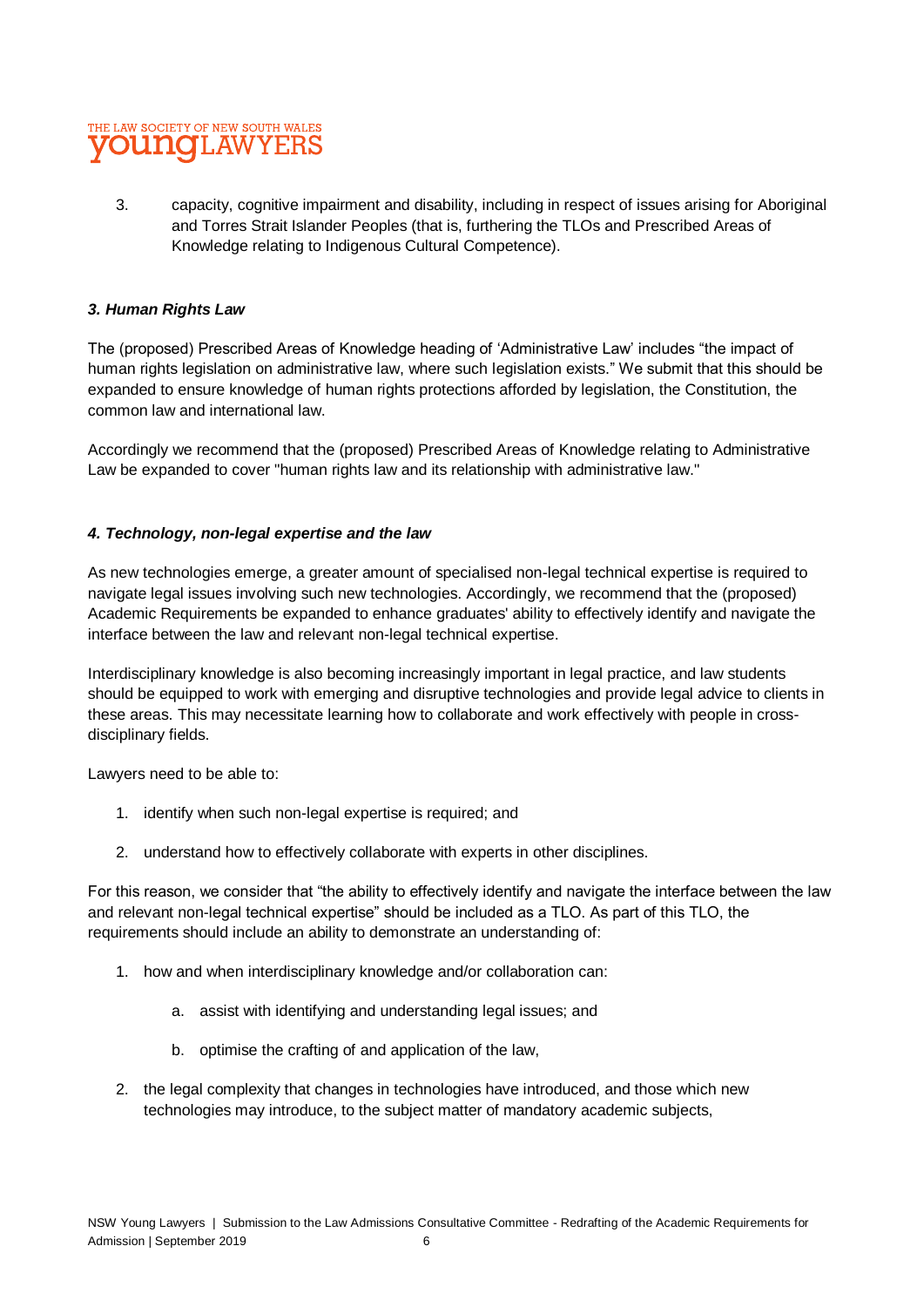3. capacity, cognitive impairment and disability, including in respect of issues arising for Aboriginal and Torres Strait Islander Peoples (that is, furthering the TLOs and Prescribed Areas of Knowledge relating to Indigenous Cultural Competence).

### *3. Human Rights Law*

The (proposed) Prescribed Areas of Knowledge heading of 'Administrative Law' includes "the impact of human rights legislation on administrative law, where such legislation exists." We submit that this should be expanded to ensure knowledge of human rights protections afforded by legislation, the Constitution, the common law and international law.

Accordingly we recommend that the (proposed) Prescribed Areas of Knowledge relating to Administrative Law be expanded to cover "human rights law and its relationship with administrative law."

### *4. Technology, non-legal expertise and the law*

As new technologies emerge, a greater amount of specialised non-legal technical expertise is required to navigate legal issues involving such new technologies. Accordingly, we recommend that the (proposed) Academic Requirements be expanded to enhance graduates' ability to effectively identify and navigate the interface between the law and relevant non-legal technical expertise.

Interdisciplinary knowledge is also becoming increasingly important in legal practice, and law students should be equipped to work with emerging and disruptive technologies and provide legal advice to clients in these areas. This may necessitate learning how to collaborate and work effectively with people in cross-disciplinary fields.

Lawyers need to be able to:

1. identify when such non-legal expertise is required; and
2. understand how to effectively collaborate with experts in other disciplines.

For this reason, we consider that "the ability to effectively identify and navigate the interface between the law and relevant non-legal technical expertise" should be included as a TLO. As part of this TLO, the requirements should include an ability to demonstrate an understanding of:

1. how and when interdisciplinary knowledge and/or collaboration can:
    a. assist with identifying and understanding legal issues; and
    b. optimise the crafting of and application of the law,
2. the legal complexity that changes in technologies have introduced, and those which new technologies may introduce, to the subject matter of mandatory academic subjects,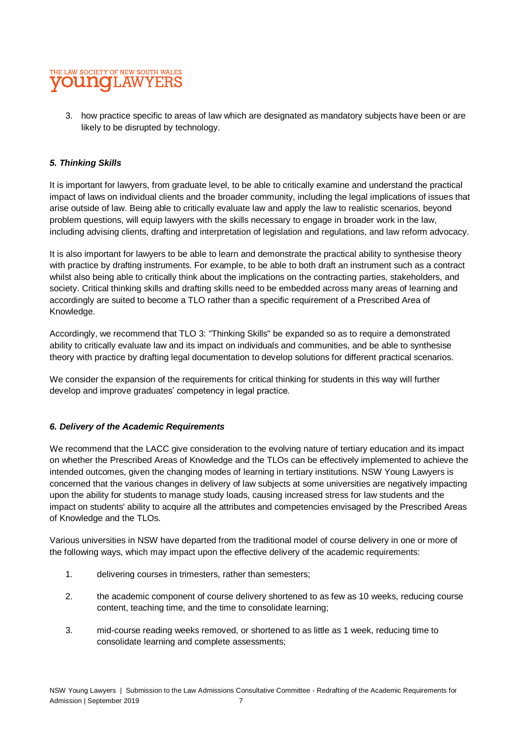3. how practice specific to areas of law which are designated as mandatory subjects have been or are likely to be disrupted by technology.

### *5. Thinking Skills*

It is important for lawyers, from graduate level, to be able to critically examine and understand the practical impact of laws on individual clients and the broader community, including the legal implications of issues that arise outside of law. Being able to critically evaluate law and apply the law to realistic scenarios, beyond problem questions, will equip lawyers with the skills necessary to engage in broader work in the law, including advising clients, drafting and interpretation of legislation and regulations, and law reform advocacy.

It is also important for lawyers to be able to learn and demonstrate the practical ability to synthesise theory with practice by drafting instruments. For example, to be able to both draft an instrument such as a contract whilst also being able to critically think about the implications on the contracting parties, stakeholders, and society. Critical thinking skills and drafting skills need to be embedded across many areas of learning and accordingly are suited to become a TLO rather than a specific requirement of a Prescribed Area of Knowledge.

Accordingly, we recommend that TLO 3: "Thinking Skills" be expanded so as to require a demonstrated ability to critically evaluate law and its impact on individuals and communities, and be able to synthesise theory with practice by drafting legal documentation to develop solutions for different practical scenarios.

We consider the expansion of the requirements for critical thinking for students in this way will further develop and improve graduates' competency in legal practice.

### *6. Delivery of the Academic Requirements*

We recommend that the LACC give consideration to the evolving nature of tertiary education and its impact on whether the Prescribed Areas of Knowledge and the TLOs can be effectively implemented to achieve the intended outcomes, given the changing modes of learning in tertiary institutions. NSW Young Lawyers is concerned that the various changes in delivery of law subjects at some universities are negatively impacting upon the ability for students to manage study loads, causing increased stress for law students and the impact on students' ability to acquire all the attributes and competencies envisaged by the Prescribed Areas of Knowledge and the TLOs.

Various universities in NSW have departed from the traditional model of course delivery in one or more of the following ways, which may impact upon the effective delivery of the academic requirements:

1. delivering courses in trimesters, rather than semesters;
2. the academic component of course delivery shortened to as few as 10 weeks, reducing course content, teaching time, and the time to consolidate learning;
3. mid-course reading weeks removed, or shortened to as little as 1 week, reducing time to consolidate learning and complete assessments;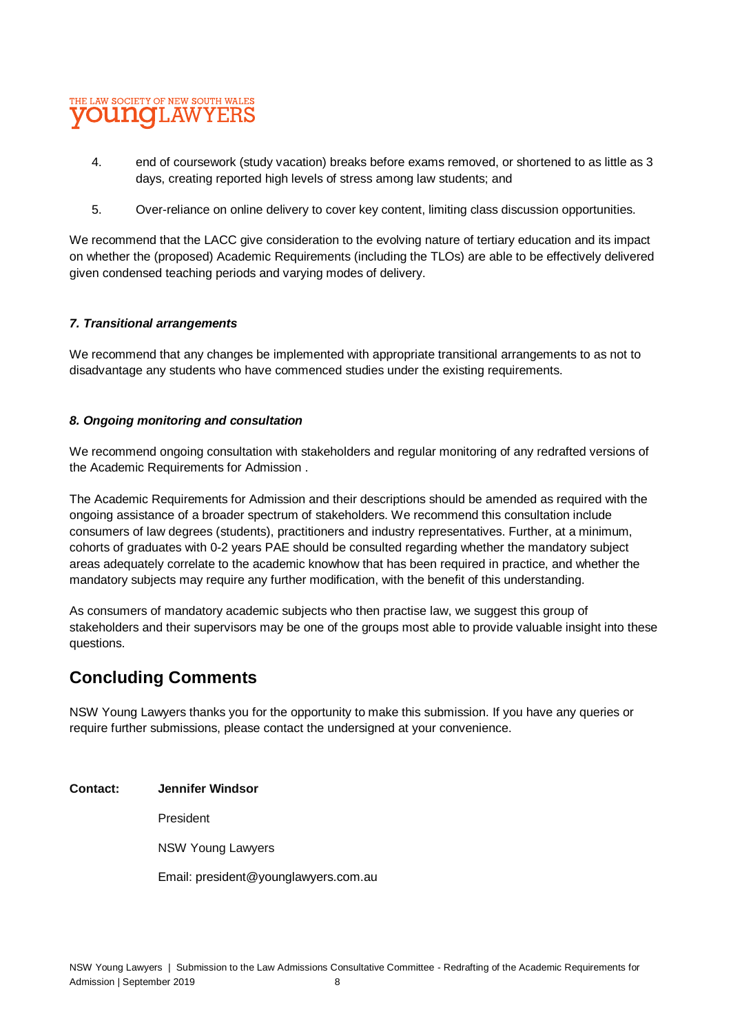4. end of coursework (study vacation) breaks before exams removed, or shortened to as little as 3 days, creating reported high levels of stress among law students; and

5. Over-reliance on online delivery to cover key content, limiting class discussion opportunities.

We recommend that the LACC give consideration to the evolving nature of tertiary education and its impact on whether the (proposed) Academic Requirements (including the TLOs) are able to be effectively delivered given condensed teaching periods and varying modes of delivery.

***7. Transitional arrangements***

We recommend that any changes be implemented with appropriate transitional arrangements to as not to disadvantage any students who have commenced studies under the existing requirements.

***8. Ongoing monitoring and consultation***

We recommend ongoing consultation with stakeholders and regular monitoring of any redrafted versions of the Academic Requirements for Admission .

The Academic Requirements for Admission and their descriptions should be amended as required with the ongoing assistance of a broader spectrum of stakeholders. We recommend this consultation include consumers of law degrees (students), practitioners and industry representatives. Further, at a minimum, cohorts of graduates with 0-2 years PAE should be consulted regarding whether the mandatory subject areas adequately correlate to the academic knowhow that has been required in practice, and whether the mandatory subjects may require any further modification, with the benefit of this understanding.

As consumers of mandatory academic subjects who then practise law, we suggest this group of stakeholders and their supervisors may be one of the groups most able to provide valuable insight into these questions.

## Concluding Comments

NSW Young Lawyers thanks you for the opportunity to make this submission. If you have any queries or require further submissions, please contact the undersigned at your convenience.

**Contact:** **Jennifer Windsor**

President

NSW Young Lawyers

Email: president@younglawyers.com.au